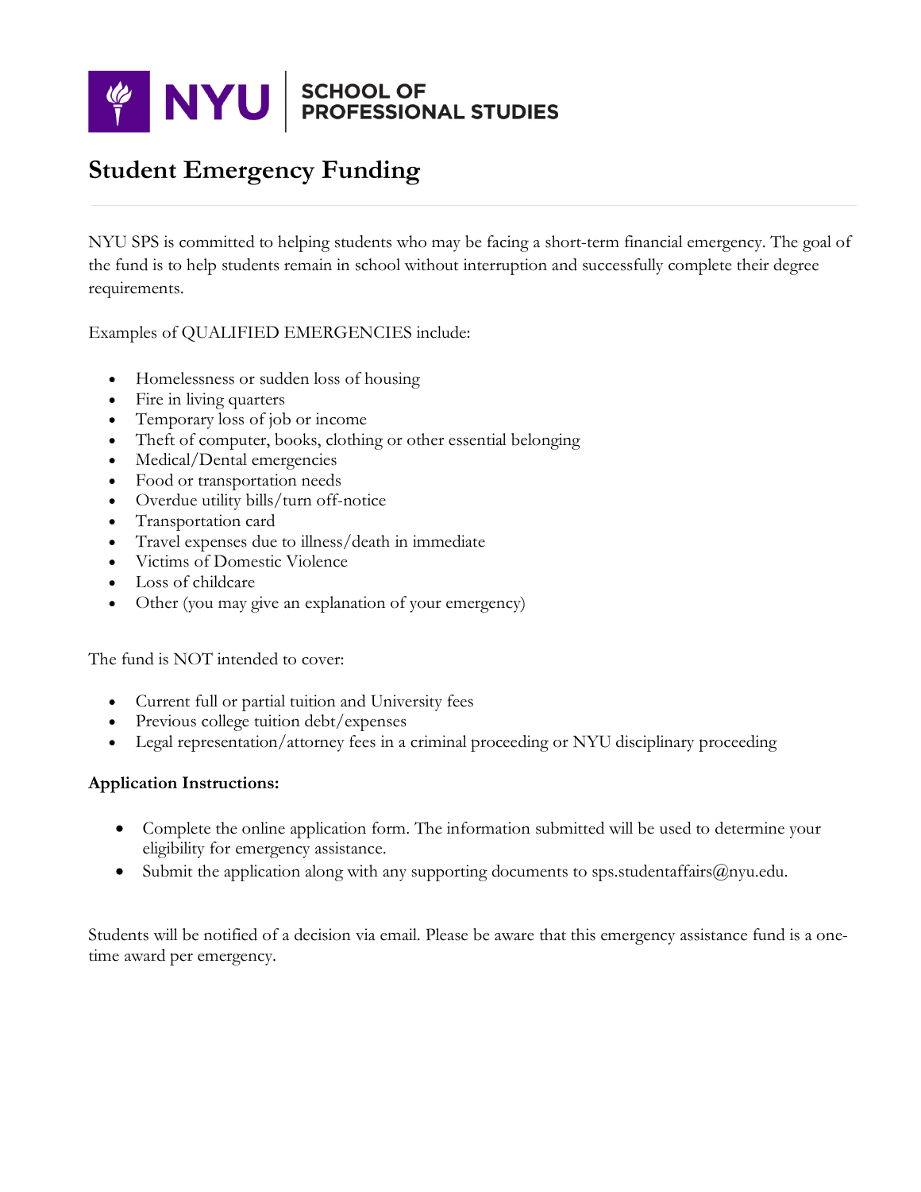NYU SCHOOL OF PROFESSIONAL STUDIES

# Student Emergency Funding

NYU SPS is committed to helping students who may be facing a short-term financial emergency. The goal of the fund is to help students remain in school without interruption and successfully complete their degree requirements.

Examples of QUALIFIED EMERGENCIES include:

- Homelessness or sudden loss of housing
- Fire in living quarters
- Temporary loss of job or income
- Theft of computer, books, clothing or other essential belonging
- Medical/Dental emergencies
- Food or transportation needs
- Overdue utility bills/turn off-notice
- Transportation card
- Travel expenses due to illness/death in immediate
- Victims of Domestic Violence
- Loss of childcare
- Other (you may give an explanation of your emergency)

The fund is NOT intended to cover:

- Current full or partial tuition and University fees
- Previous college tuition debt/expenses
- Legal representation/attorney fees in a criminal proceeding or NYU disciplinary proceeding

**Application Instructions:**

- Complete the online application form. The information submitted will be used to determine your eligibility for emergency assistance.
- Submit the application along with any supporting documents to sps.studentaffairs@nyu.edu.

Students will be notified of a decision via email. Please be aware that this emergency assistance fund is a one-time award per emergency.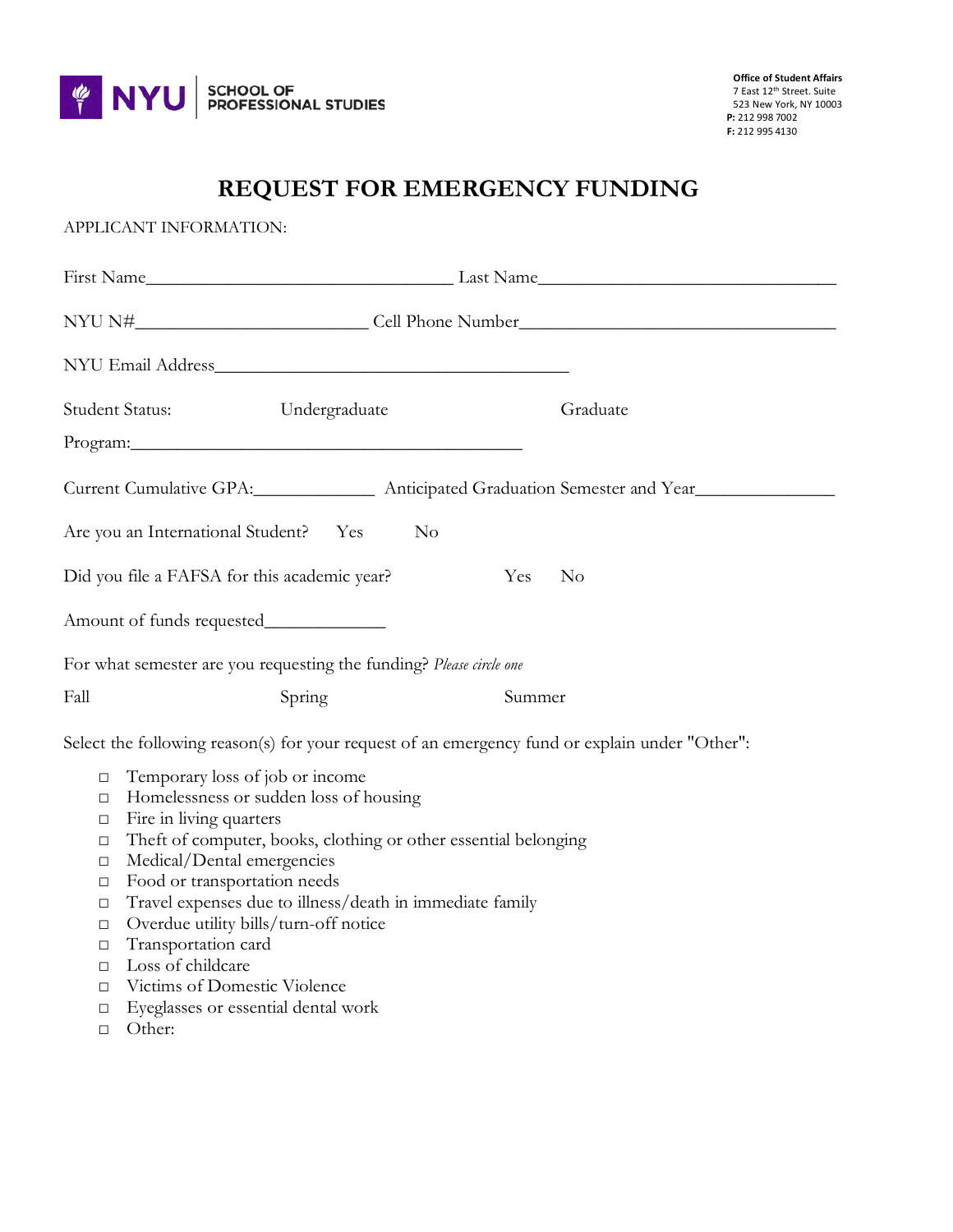NYU | SCHOOL OF PROFESSIONAL STUDIES

**Office of Student Affairs**
7 East 12th Street. Suite 523 New York, NY 10003
**P:** 212 998 7002
**F:** 212 995 4130

# REQUEST FOR EMERGENCY FUNDING

APPLICANT INFORMATION:

First Name_________________________________ Last Name________________________________

NYU N#_________________________ Cell Phone Number__________________________________

NYU Email Address______________________________________

Student Status: Undergraduate Graduate

Program:__________________________________________

Current Cumulative GPA:_____________ Anticipated Graduation Semester and Year______________

Are you an International Student? Yes No

Did you file a FAFSA for this academic year? Yes No

Amount of funds requested_____________

For what semester are you requesting the funding? *Please circle one*

Fall Spring Summer

Select the following reason(s) for your request of an emergency fund or explain under "Other":

- ☐ Temporary loss of job or income
- ☐ Homelessness or sudden loss of housing
- ☐ Fire in living quarters
- ☐ Theft of computer, books, clothing or other essential belonging
- ☐ Medical/Dental emergencies
- ☐ Food or transportation needs
- ☐ Travel expenses due to illness/death in immediate family
- ☐ Overdue utility bills/turn-off notice
- ☐ Transportation card
- ☐ Loss of childcare
- ☐ Victims of Domestic Violence
- ☐ Eyeglasses or essential dental work
- ☐ Other: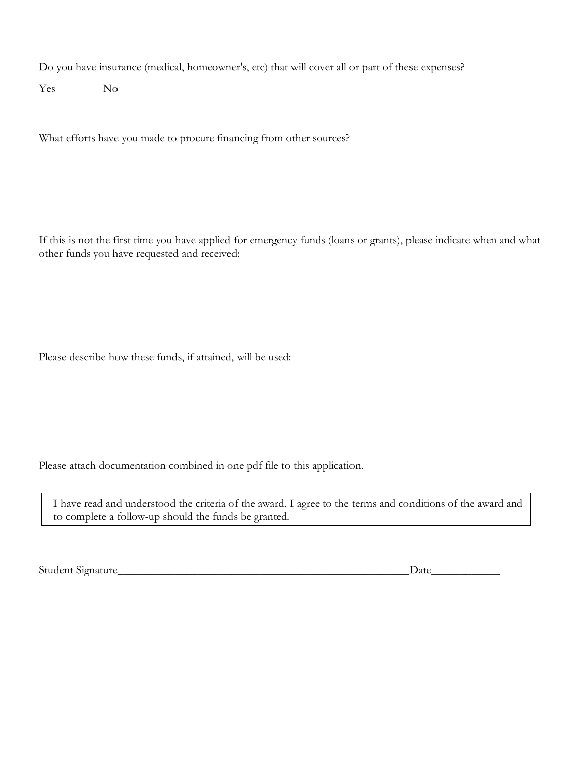Do you have insurance (medical, homeowner's, etc) that will cover all or part of these expenses?

Yes No

What efforts have you made to procure financing from other sources?

If this is not the first time you have applied for emergency funds (loans or grants), please indicate when and what other funds you have requested and received:

Please describe how these funds, if attained, will be used:

Please attach documentation combined in one pdf file to this application.

I have read and understood the criteria of the award. I agree to the terms and conditions of the award and to complete a follow-up should the funds be granted.

Student Signature_____________________________________________________Date____________